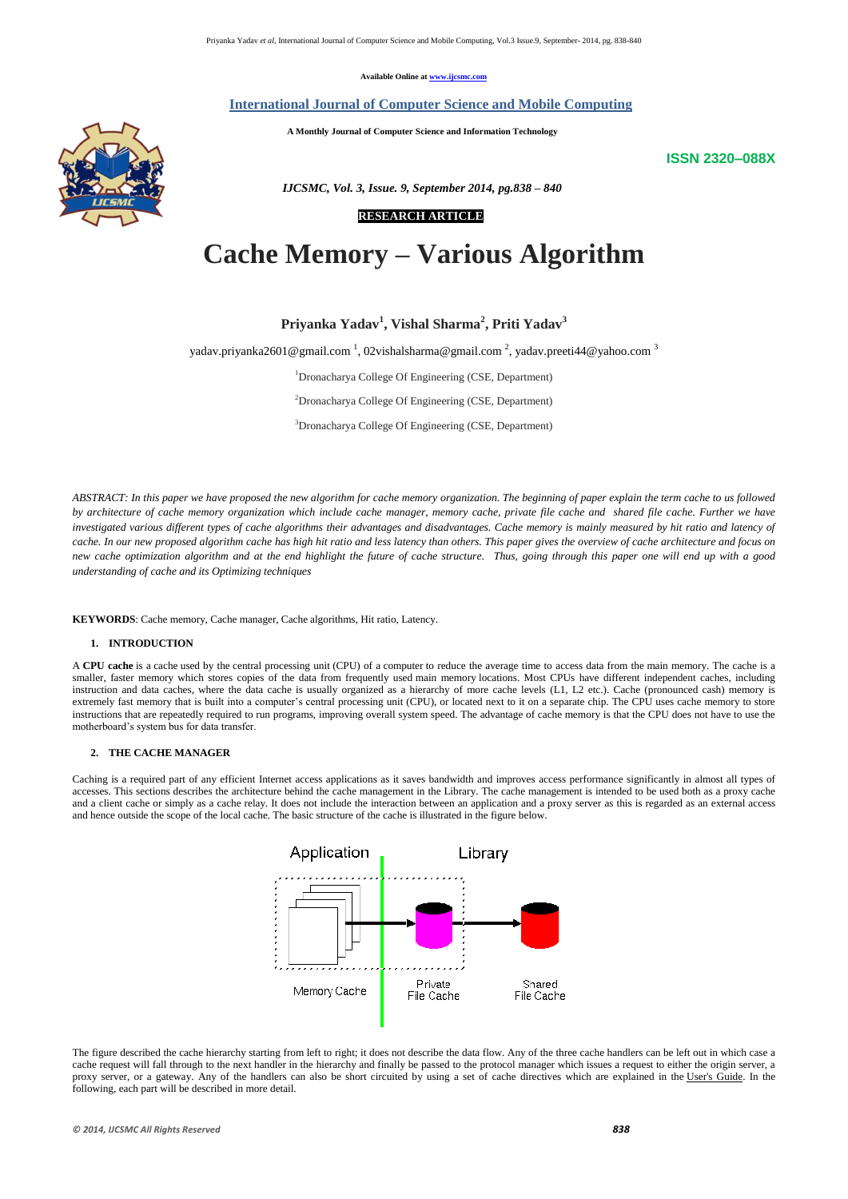Available Online at www.ijcsmc.com

**International Journal of Computer Science and Mobile Computing**

**A Monthly Journal of Computer Science and Information Technology**

**ISSN 2320–088X**

*IJCSMC, Vol. 3, Issue. 9, September 2014, pg.838 – 840*

**RESEARCH ARTICLE**

# Cache Memory – Various Algorithm

**Priyanka Yadav[1], Vishal Sharma[2], Priti Yadav[3]**

yadav.priyanka2601@gmail.com [1], 02vishalsharma@gmail.com [2], yadav.preeti44@yahoo.com [3]

[1]Dronacharya College Of Engineering (CSE, Department)

[2]Dronacharya College Of Engineering (CSE, Department)

[3]Dronacharya College Of Engineering (CSE, Department)

*ABSTRACT: In this paper we have proposed the new algorithm for cache memory organization. The beginning of paper explain the term cache to us followed by architecture of cache memory organization which include cache manager, memory cache, private file cache and shared file cache. Further we have investigated various different types of cache algorithms their advantages and disadvantages. Cache memory is mainly measured by hit ratio and latency of cache. In our new proposed algorithm cache has high hit ratio and less latency than others. This paper gives the overview of cache architecture and focus on new cache optimization algorithm and at the end highlight the future of cache structure. Thus, going through this paper one will end up with a good understanding of cache and its Optimizing techniques*

**KEYWORDS**: Cache memory, Cache manager, Cache algorithms, Hit ratio, Latency.

## 1. INTRODUCTION

A **CPU cache** is a cache used by the central processing unit (CPU) of a computer to reduce the average time to access data from the main memory. The cache is a smaller, faster memory which stores copies of the data from frequently used main memory locations. Most CPUs have different independent caches, including instruction and data caches, where the data cache is usually organized as a hierarchy of more cache levels (L1, L2 etc.). Cache (pronounced cash) memory is extremely fast memory that is built into a computer's central processing unit (CPU), or located next to it on a separate chip. The CPU uses cache memory to store instructions that are repeatedly required to run programs, improving overall system speed. The advantage of cache memory is that the CPU does not have to use the motherboard's system bus for data transfer.

## 2. THE CACHE MANAGER

Caching is a required part of any efficient Internet access applications as it saves bandwidth and improves access performance significantly in almost all types of accesses. This sections describes the architecture behind the cache management in the Library. The cache management is intended to be used both as a proxy cache and a client cache or simply as a cache relay. It does not include the interaction between an application and a proxy server as this is regarded as an external access and hence outside the scope of the local cache. The basic structure of the cache is illustrated in the figure below.

Application | Library

Memory Cache → Private File Cache → Shared File Cache

The figure described the cache hierarchy starting from left to right; it does not describe the data flow. Any of the three cache handlers can be left out in which case a cache request will fall through to the next handler in the hierarchy and finally be passed to the protocol manager which issues a request to either the origin server, a proxy server, or a gateway. Any of the handlers can also be short circuited by using a set of cache directives which are explained in the User's Guide. In the following, each part will be described in more detail.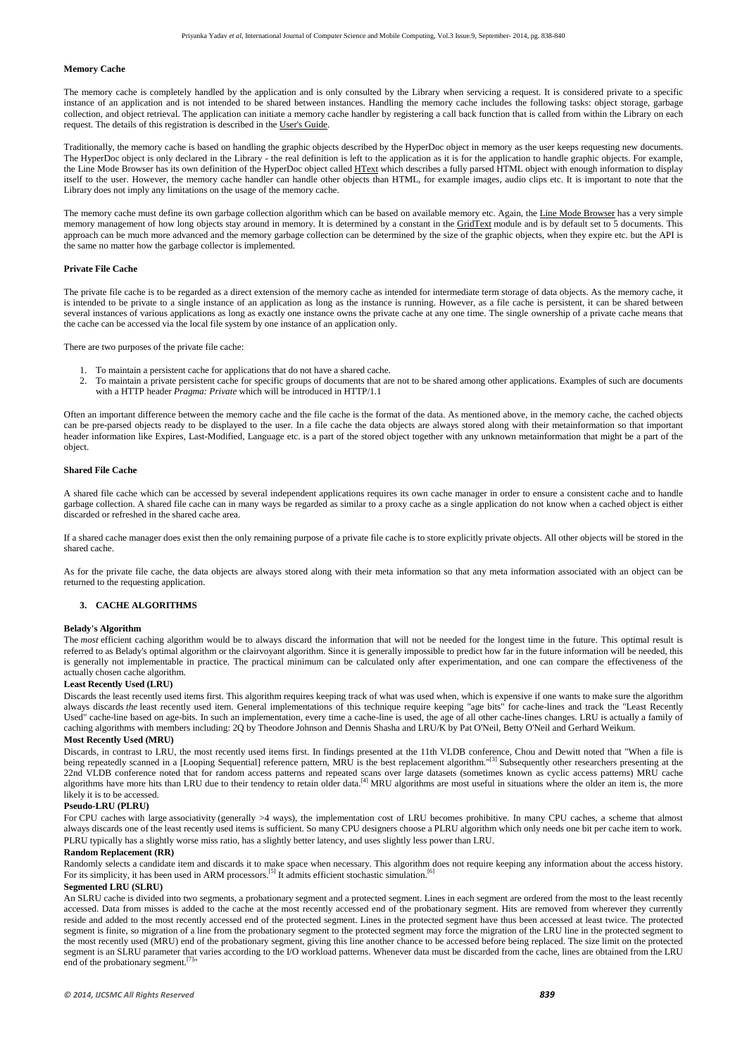**Memory Cache**

The memory cache is completely handled by the application and is only consulted by the Library when servicing a request. It is considered private to a specific instance of an application and is not intended to be shared between instances. Handling the memory cache includes the following tasks: object storage, garbage collection, and object retrieval. The application can initiate a memory cache handler by registering a call back function that is called from within the Library on each request. The details of this registration is described in the User's Guide.

Traditionally, the memory cache is based on handling the graphic objects described by the HyperDoc object in memory as the user keeps requesting new documents. The HyperDoc object is only declared in the Library - the real definition is left to the application as it is for the application to handle graphic objects. For example, the Line Mode Browser has its own definition of the HyperDoc object called HText which describes a fully parsed HTML object with enough information to display itself to the user. However, the memory cache handler can handle other objects than HTML, for example images, audio clips etc. It is important to note that the Library does not imply any limitations on the usage of the memory cache.

The memory cache must define its own garbage collection algorithm which can be based on available memory etc. Again, the Line Mode Browser has a very simple memory management of how long objects stay around in memory. It is determined by a constant in the GridText module and is by default set to 5 documents. This approach can be much more advanced and the memory garbage collection can be determined by the size of the graphic objects, when they expire etc. but the API is the same no matter how the garbage collector is implemented.

**Private File Cache**

The private file cache is to be regarded as a direct extension of the memory cache as intended for intermediate term storage of data objects. As the memory cache, it is intended to be private to a single instance of an application as long as the instance is running. However, as a file cache is persistent, it can be shared between several instances of various applications as long as exactly one instance owns the private cache at any one time. The single ownership of a private cache means that the cache can be accessed via the local file system by one instance of an application only.

There are two purposes of the private file cache:

1. To maintain a persistent cache for applications that do not have a shared cache.
2. To maintain a private persistent cache for specific groups of documents that are not to be shared among other applications. Examples of such are documents with a HTTP header *Pragma: Private* which will be introduced in HTTP/1.1

Often an important difference between the memory cache and the file cache is the format of the data. As mentioned above, in the memory cache, the cached objects can be pre-parsed objects ready to be displayed to the user. In a file cache the data objects are always stored along with their metainformation so that important header information like Expires, Last-Modified, Language etc. is a part of the stored object together with any unknown metainformation that might be a part of the object.

**Shared File Cache**

A shared file cache which can be accessed by several independent applications requires its own cache manager in order to ensure a consistent cache and to handle garbage collection. A shared file cache can in many ways be regarded as similar to a proxy cache as a single application do not know when a cached object is either discarded or refreshed in the shared cache area.

If a shared cache manager does exist then the only remaining purpose of a private file cache is to store explicitly private objects. All other objects will be stored in the shared cache.

As for the private file cache, the data objects are always stored along with their meta information so that any meta information associated with an object can be returned to the requesting application.

## 3. CACHE ALGORITHMS

**Belady's Algorithm**

The *most* efficient caching algorithm would be to always discard the information that will not be needed for the longest time in the future. This optimal result is referred to as Belady's optimal algorithm or the clairvoyant algorithm. Since it is generally impossible to predict how far in the future information will be needed, this is generally not implementable in practice. The practical minimum can be calculated only after experimentation, and one can compare the effectiveness of the actually chosen cache algorithm.

**Least Recently Used (LRU)**

Discards the least recently used items first. This algorithm requires keeping track of what was used when, which is expensive if one wants to make sure the algorithm always discards *the* least recently used item. General implementations of this technique require keeping "age bits" for cache-lines and track the "Least Recently Used" cache-line based on age-bits. In such an implementation, every time a cache-line is used, the age of all other cache-lines changes. LRU is actually a family of caching algorithms with members including: 2Q by Theodore Johnson and Dennis Shasha and LRU/K by Pat O'Neil, Betty O'Neil and Gerhard Weikum.

**Most Recently Used (MRU)**

Discards, in contrast to LRU, the most recently used items first. In findings presented at the 11th VLDB conference, Chou and Dewitt noted that "When a file is being repeatedly scanned in a [Looping Sequential] reference pattern, MRU is the best replacement algorithm."[3] Subsequently other researchers presenting at the 22nd VLDB conference noted that for random access patterns and repeated scans over large datasets (sometimes known as cyclic access patterns) MRU cache algorithms have more hits than LRU due to their tendency to retain older data.[4] MRU algorithms are most useful in situations where the older an item is, the more likely it is to be accessed.

**Pseudo-LRU (PLRU)**

For CPU caches with large associativity (generally >4 ways), the implementation cost of LRU becomes prohibitive. In many CPU caches, a scheme that almost always discards one of the least recently used items is sufficient. So many CPU designers choose a PLRU algorithm which only needs one bit per cache item to work. PLRU typically has a slightly worse miss ratio, has a slightly better latency, and uses slightly less power than LRU.

**Random Replacement (RR)**

Randomly selects a candidate item and discards it to make space when necessary. This algorithm does not require keeping any information about the access history. For its simplicity, it has been used in ARM processors.[5] It admits efficient stochastic simulation.[6]

**Segmented LRU (SLRU)**

An SLRU cache is divided into two segments, a probationary segment and a protected segment. Lines in each segment are ordered from the most to the least recently accessed. Data from misses is added to the cache at the most recently accessed end of the probationary segment. Hits are removed from wherever they currently reside and added to the most recently accessed end of the protected segment. Lines in the protected segment have thus been accessed at least twice. The protected segment is finite, so migration of a line from the probationary segment to the protected segment may force the migration of the LRU line in the protected segment to the most recently used (MRU) end of the probationary segment, giving this line another chance to be accessed before being replaced. The size limit on the protected segment is an SLRU parameter that varies according to the I/O workload patterns. Whenever data must be discarded from the cache, lines are obtained from the LRU end of the probationary segment.[7]"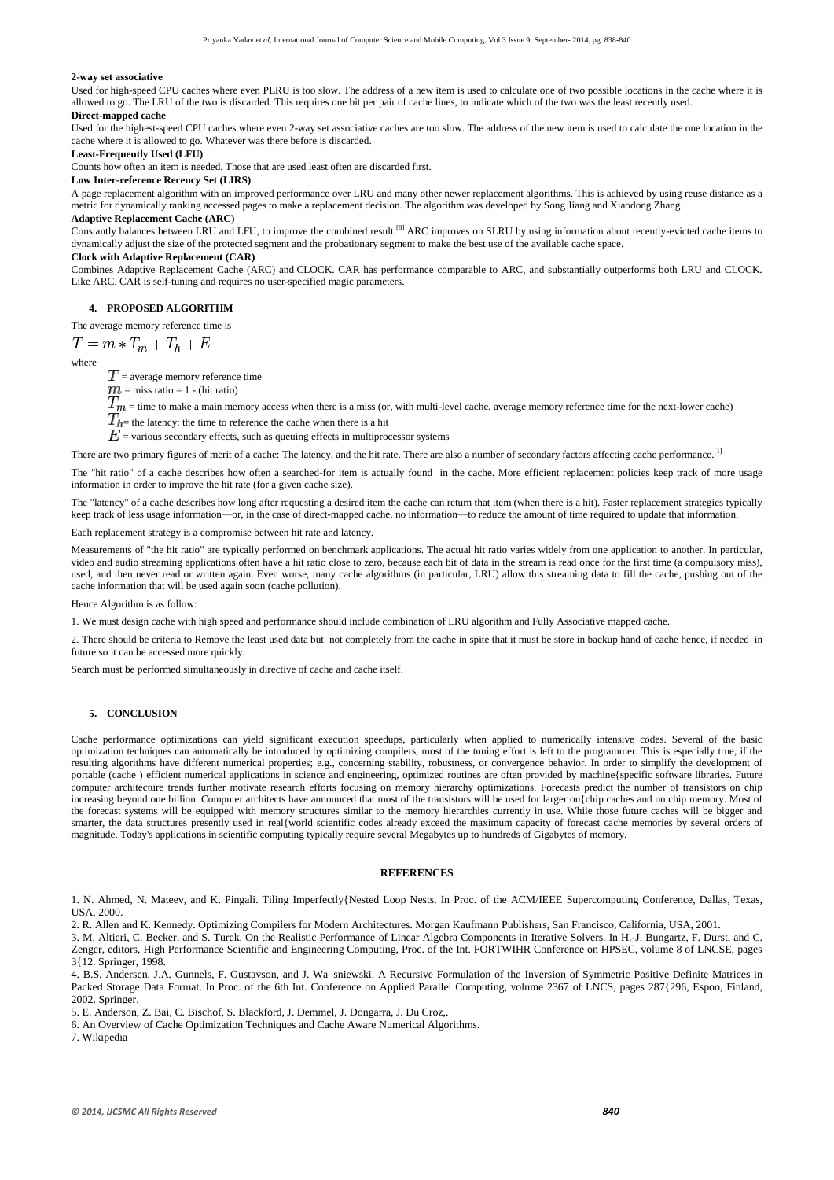**2-way set associative**

Used for high-speed CPU caches where even PLRU is too slow. The address of a new item is used to calculate one of two possible locations in the cache where it is allowed to go. The LRU of the two is discarded. This requires one bit per pair of cache lines, to indicate which of the two was the least recently used.

**Direct-mapped cache**

Used for the highest-speed CPU caches where even 2-way set associative caches are too slow. The address of the new item is used to calculate the one location in the cache where it is allowed to go. Whatever was there before is discarded.

**Least-Frequently Used (LFU)**

Counts how often an item is needed. Those that are used least often are discarded first.

**Low Inter-reference Recency Set (LIRS)**

A page replacement algorithm with an improved performance over LRU and many other newer replacement algorithms. This is achieved by using reuse distance as a metric for dynamically ranking accessed pages to make a replacement decision. The algorithm was developed by Song Jiang and Xiaodong Zhang.

**Adaptive Replacement Cache (ARC)**

Constantly balances between LRU and LFU, to improve the combined result.[8] ARC improves on SLRU by using information about recently-evicted cache items to dynamically adjust the size of the protected segment and the probationary segment to make the best use of the available cache space.

**Clock with Adaptive Replacement (CAR)**

Combines Adaptive Replacement Cache (ARC) and CLOCK. CAR has performance comparable to ARC, and substantially outperforms both LRU and CLOCK. Like ARC, CAR is self-tuning and requires no user-specified magic parameters.

## 4. PROPOSED ALGORITHM

The average memory reference time is

$$T = m * T_m + T_h + E$$

where

$T$ = average memory reference time

$m$ = miss ratio = 1 - (hit ratio)

$T_m$ = time to make a main memory access when there is a miss (or, with multi-level cache, average memory reference time for the next-lower cache)

$T_h$= the latency: the time to reference the cache when there is a hit

$E$ = various secondary effects, such as queuing effects in multiprocessor systems

There are two primary figures of merit of a cache: The latency, and the hit rate. There are also a number of secondary factors affecting cache performance.[1]

The "hit ratio" of a cache describes how often a searched-for item is actually found in the cache. More efficient replacement policies keep track of more usage information in order to improve the hit rate (for a given cache size).

The "latency" of a cache describes how long after requesting a desired item the cache can return that item (when there is a hit). Faster replacement strategies typically keep track of less usage information—or, in the case of direct-mapped cache, no information—to reduce the amount of time required to update that information.

Each replacement strategy is a compromise between hit rate and latency.

Measurements of "the hit ratio" are typically performed on benchmark applications. The actual hit ratio varies widely from one application to another. In particular, video and audio streaming applications often have a hit ratio close to zero, because each bit of data in the stream is read once for the first time (a compulsory miss), used, and then never read or written again. Even worse, many cache algorithms (in particular, LRU) allow this streaming data to fill the cache, pushing out of the cache information that will be used again soon (cache pollution).

Hence Algorithm is as follow:

1. We must design cache with high speed and performance should include combination of LRU algorithm and Fully Associative mapped cache.

2. There should be criteria to Remove the least used data but not completely from the cache in spite that it must be store in backup hand of cache hence, if needed in future so it can be accessed more quickly.

Search must be performed simultaneously in directive of cache and cache itself.

## 5. CONCLUSION

Cache performance optimizations can yield significant execution speedups, particularly when applied to numerically intensive codes. Several of the basic optimization techniques can automatically be introduced by optimizing compilers, most of the tuning effort is left to the programmer. This is especially true, if the resulting algorithms have different numerical properties; e.g., concerning stability, robustness, or convergence behavior. In order to simplify the development of portable (cache ) efficient numerical applications in science and engineering, optimized routines are often provided by machine{specific software libraries. Future computer architecture trends further motivate research efforts focusing on memory hierarchy optimizations. Forecasts predict the number of transistors on chip increasing beyond one billion. Computer architects have announced that most of the transistors will be used for larger on{chip caches and on chip memory. Most of the forecast systems will be equipped with memory structures similar to the memory hierarchies currently in use. While those future caches will be bigger and smarter, the data structures presently used in real{world scientific codes already exceed the maximum capacity of forecast cache memories by several orders of magnitude. Today's applications in scientific computing typically require several Megabytes up to hundreds of Gigabytes of memory.

## REFERENCES

1. N. Ahmed, N. Mateev, and K. Pingali. Tiling Imperfectly{Nested Loop Nests. In Proc. of the ACM/IEEE Supercomputing Conference, Dallas, Texas, USA, 2000.
2. R. Allen and K. Kennedy. Optimizing Compilers for Modern Architectures. Morgan Kaufmann Publishers, San Francisco, California, USA, 2001.
3. M. Altieri, C. Becker, and S. Turek. On the Realistic Performance of Linear Algebra Components in Iterative Solvers. In H.-J. Bungartz, F. Durst, and C. Zenger, editors, High Performance Scientific and Engineering Computing, Proc. of the Int. FORTWIHR Conference on HPSEC, volume 8 of LNCSE, pages 3{12. Springer, 1998.
4. B.S. Andersen, J.A. Gunnels, F. Gustavson, and J. Wa_sniewski. A Recursive Formulation of the Inversion of Symmetric Positive Definite Matrices in Packed Storage Data Format. In Proc. of the 6th Int. Conference on Applied Parallel Computing, volume 2367 of LNCS, pages 287{296, Espoo, Finland, 2002. Springer.
5. E. Anderson, Z. Bai, C. Bischof, S. Blackford, J. Demmel, J. Dongarra, J. Du Croz,.
6. An Overview of Cache Optimization Techniques and Cache Aware Numerical Algorithms.
7. Wikipedia